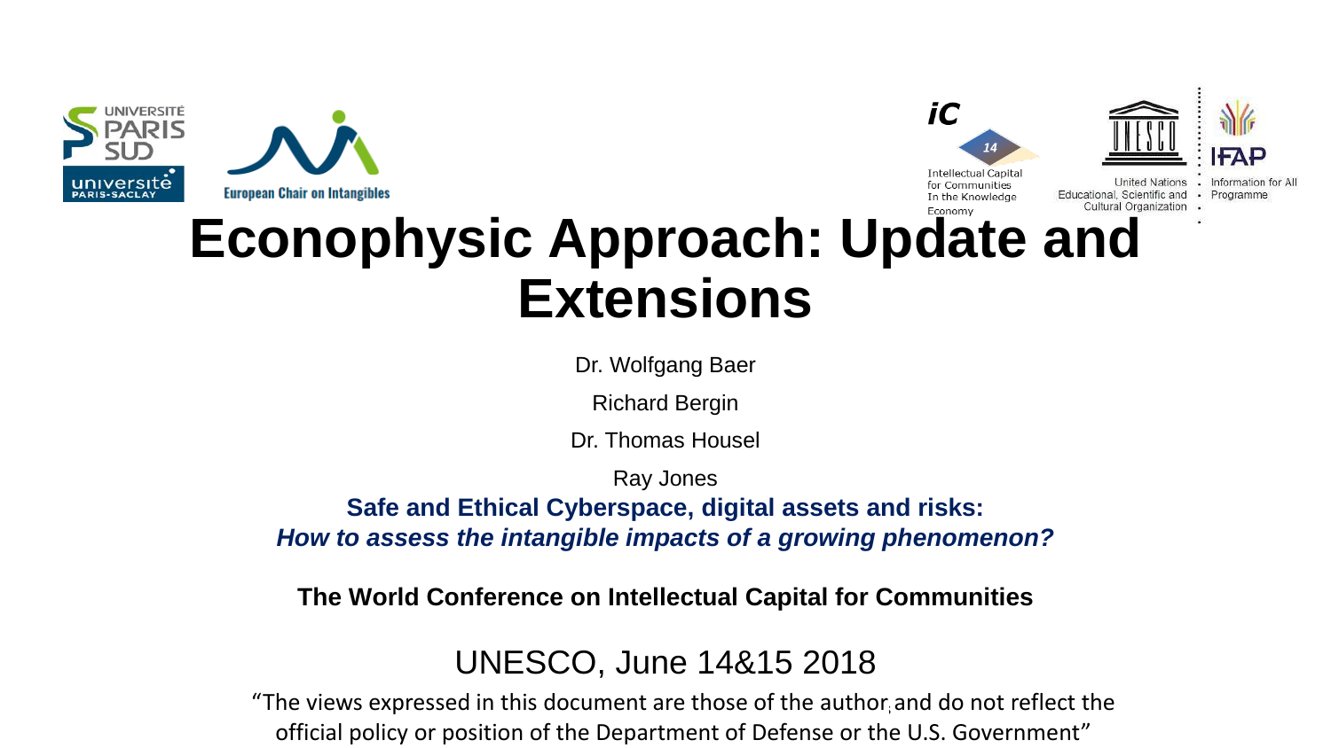# Econophysic Approach: Update and Extensions

Dr. Wolfgang Baer

Richard Bergin

Dr. Thomas Housel

Ray Jones

**Safe and Ethical Cyberspace, digital assets and risks:**
***How to assess the intangible impacts of a growing phenomenon?***

**The World Conference on Intellectual Capital for Communities**

UNESCO, June 14&15 2018

"The views expressed in this document are those of the author and do not reflect the official policy or position of the Department of Defense or the U.S. Government"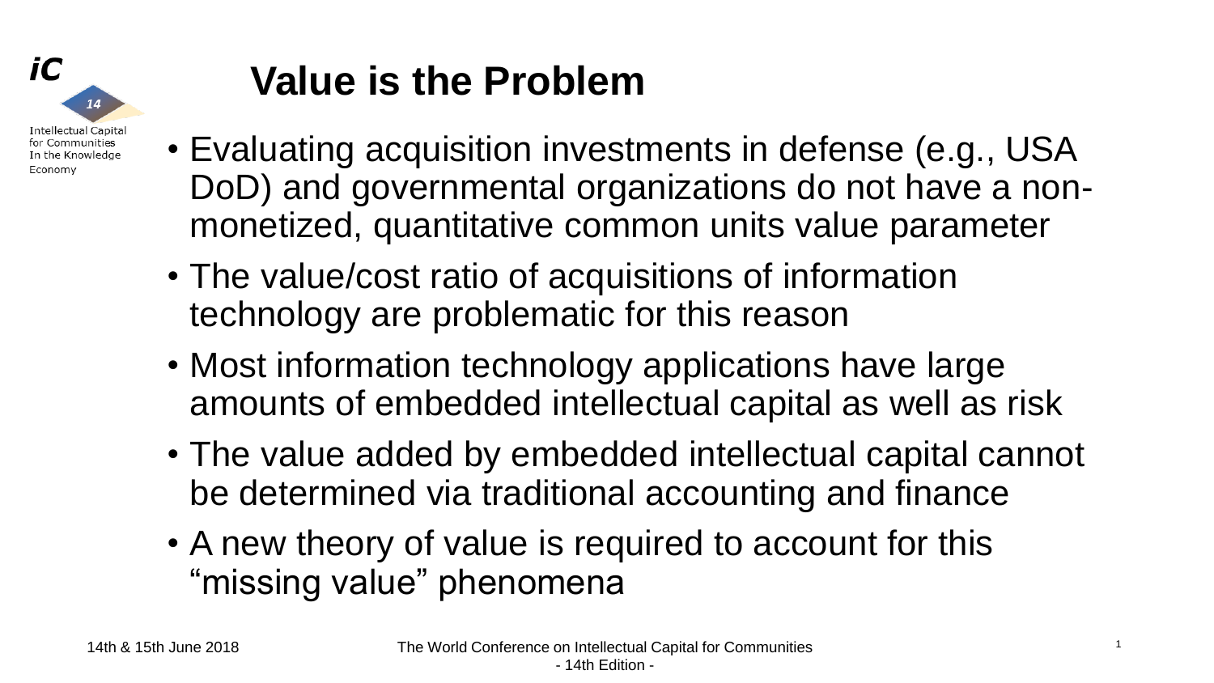# Value is the Problem

- Evaluating acquisition investments in defense (e.g., USA DoD) and governmental organizations do not have a non-monetized, quantitative common units value parameter
- The value/cost ratio of acquisitions of information technology are problematic for this reason
- Most information technology applications have large amounts of embedded intellectual capital as well as risk
- The value added by embedded intellectual capital cannot be determined via traditional accounting and finance
- A new theory of value is required to account for this “missing value” phenomena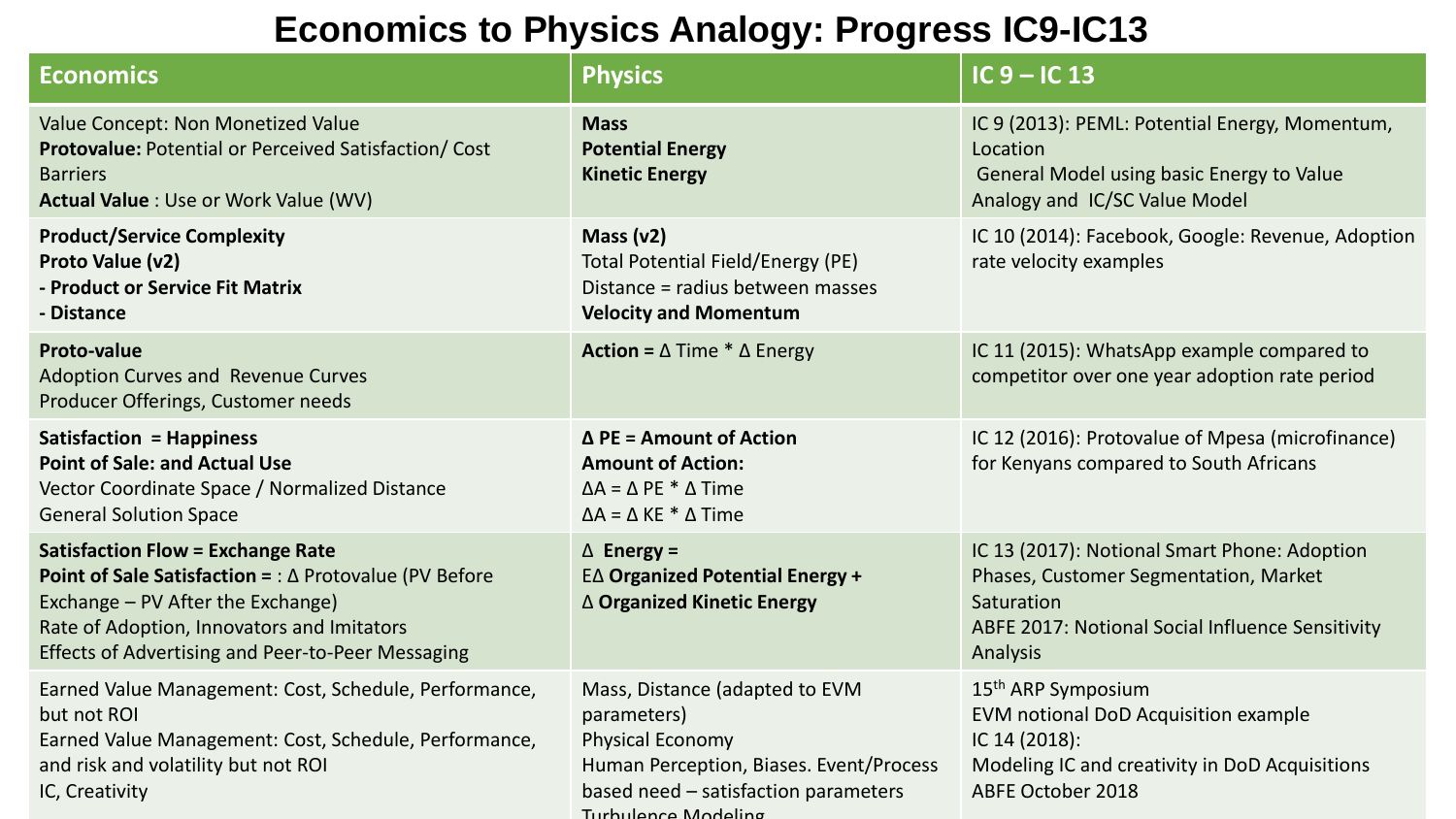# Economics to Physics Analogy: Progress IC9-IC13

| Economics | Physics | IC 9 – IC 13 |
|---|---|---|
| Value Concept: Non Monetized Value<br>**Protovalue:** Potential or Perceived Satisfaction/ Cost Barriers<br>**Actual Value** : Use or Work Value (WV) | **Mass**<br>**Potential Energy**<br>**Kinetic Energy** | IC 9 (2013): PEML: Potential Energy, Momentum, Location<br>General Model using basic Energy to Value Analogy and IC/SC Value Model |
| **Product/Service Complexity**<br>**Proto Value (v2)**<br>**- Product or Service Fit Matrix**<br>**- Distance** | **Mass (v2)**<br>Total Potential Field/Energy (PE)<br>Distance = radius between masses<br>**Velocity and Momentum** | IC 10 (2014): Facebook, Google: Revenue, Adoption rate velocity examples |
| **Proto-value**<br>Adoption Curves and Revenue Curves<br>Producer Offerings, Customer needs | **Action =** Δ Time * Δ Energy | IC 11 (2015): WhatsApp example compared to competitor over one year adoption rate period |
| **Satisfaction = Happiness**<br>**Point of Sale: and Actual Use**<br>Vector Coordinate Space / Normalized Distance<br>General Solution Space | **Δ PE = Amount of Action**<br>**Amount of Action:**<br>ΔA = Δ PE * Δ Time<br>ΔA = Δ KE * Δ Time | IC 12 (2016): Protovalue of Mpesa (microfinance) for Kenyans compared to South Africans |
| **Satisfaction Flow = Exchange Rate**<br>**Point of Sale Satisfaction =** : Δ Protovalue (PV Before Exchange – PV After the Exchange)<br>Rate of Adoption, Innovators and Imitators<br>Effects of Advertising and Peer-to-Peer Messaging | Δ **Energy =**<br>EΔ **Organized Potential Energy +**<br>Δ **Organized Kinetic Energy** | IC 13 (2017): Notional Smart Phone: Adoption Phases, Customer Segmentation, Market Saturation<br>ABFE 2017: Notional Social Influence Sensitivity Analysis |
| Earned Value Management: Cost, Schedule, Performance, but not ROI<br>Earned Value Management: Cost, Schedule, Performance, and risk and volatility but not ROI<br>IC, Creativity | Mass, Distance (adapted to EVM parameters)<br>Physical Economy<br>Human Perception, Biases. Event/Process based need – satisfaction parameters<br>Turbulence Modeling | 15th ARP Symposium<br>EVM notional DoD Acquisition example<br>IC 14 (2018):<br>Modeling IC and creativity in DoD Acquisitions<br>ABFE October 2018 |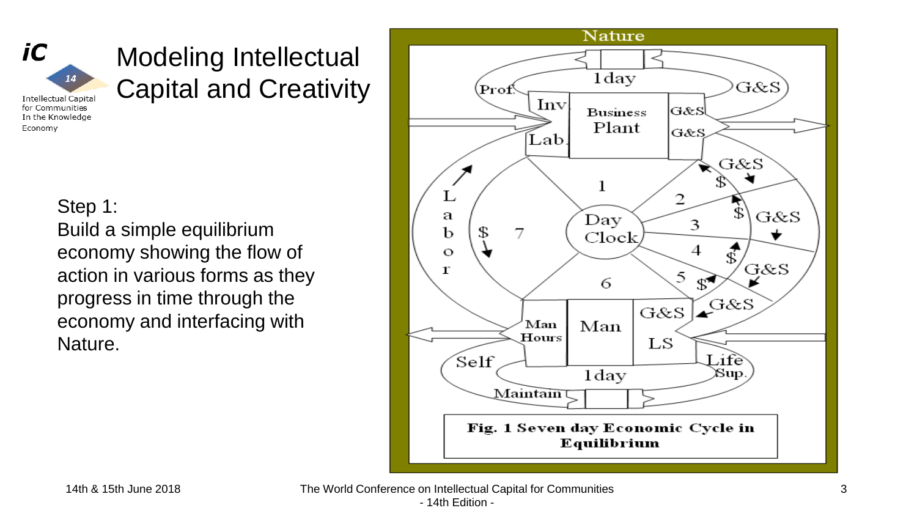# Modeling Intellectual Capital and Creativity

Step 1:
Build a simple equilibrium economy showing the flow of action in various forms as they progress in time through the economy and interfacing with Nature.

Fig. 1 Seven day Economic Cycle in Equilibrium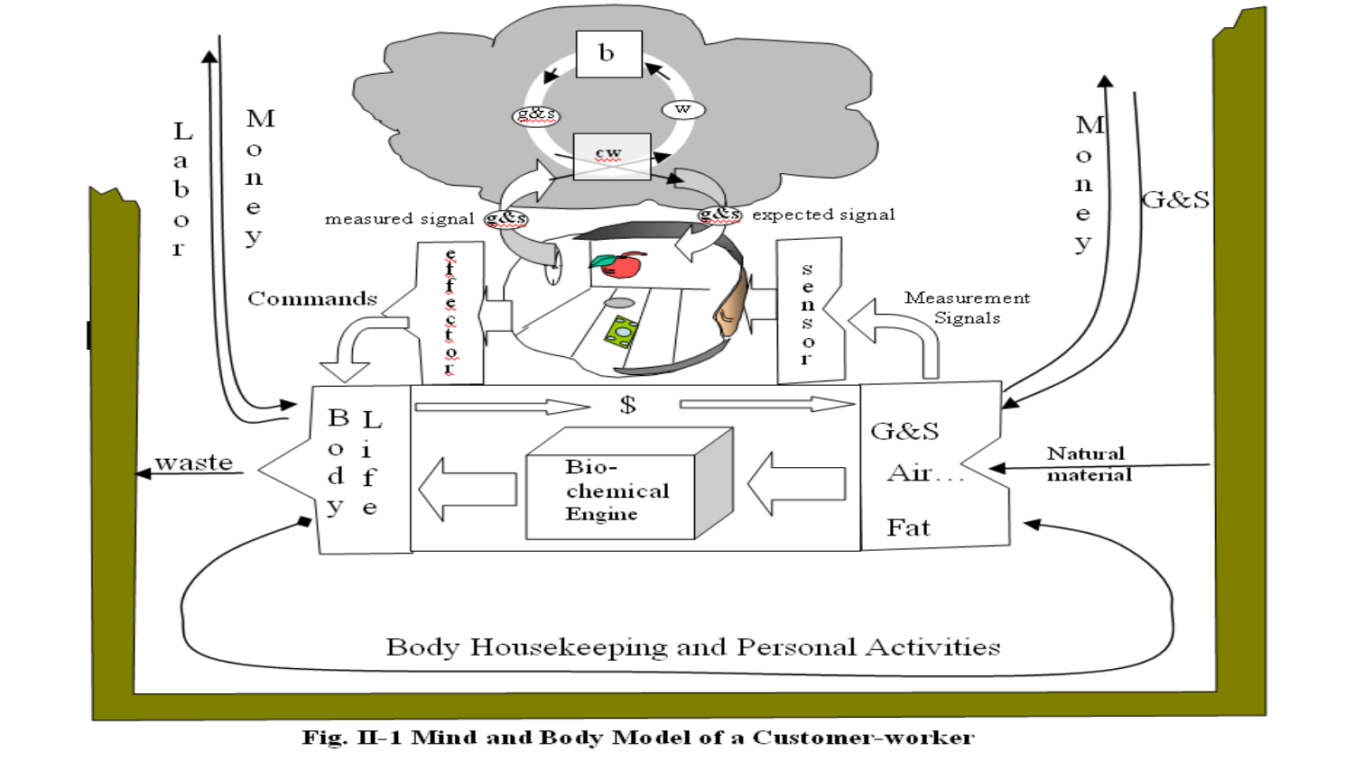**Fig. II-1 Mind and Body Model of a Customer-worker**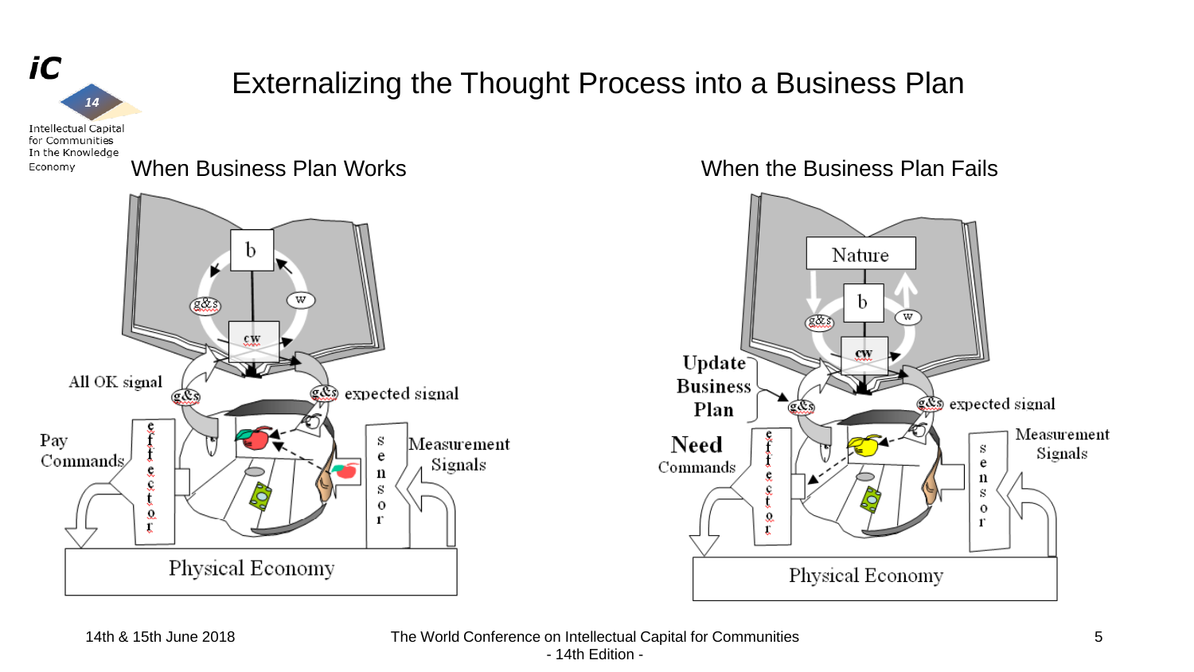# Externalizing the Thought Process into a Business Plan

## When Business Plan Works

b

g&s

w

cw

All OK signal

g&s

g&s expected signal

Pay Commands

effector

sensor

Measurement Signals

Physical Economy

## When the Business Plan Fails

Nature

b

g&s

w

cw

Update Business Plan

g&s

g&s expected signal

**Need** Commands

effector

sensor

Measurement Signals

Physical Economy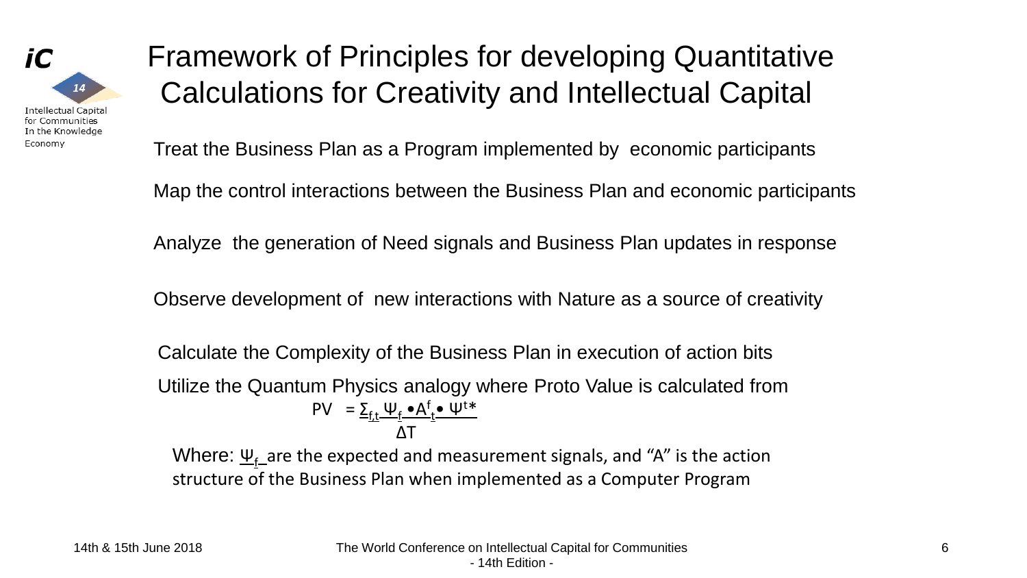# Framework of Principles for developing Quantitative Calculations for Creativity and Intellectual Capital

Treat the Business Plan as a Program implemented by economic participants

Map the control interactions between the Business Plan and economic participants

Analyze the generation of Need signals and Business Plan updates in response

Observe development of new interactions with Nature as a source of creativity

Calculate the Complexity of the Business Plan in execution of action bits

Utilize the Quantum Physics analogy where Proto Value is calculated from

$$PV = \frac{\Sigma_{f,t} \Psi_f \bullet A^f_t \bullet \Psi^{t*}}{\Delta T}$$

Where: $\Psi_f$ are the expected and measurement signals, and "A" is the action structure of the Business Plan when implemented as a Computer Program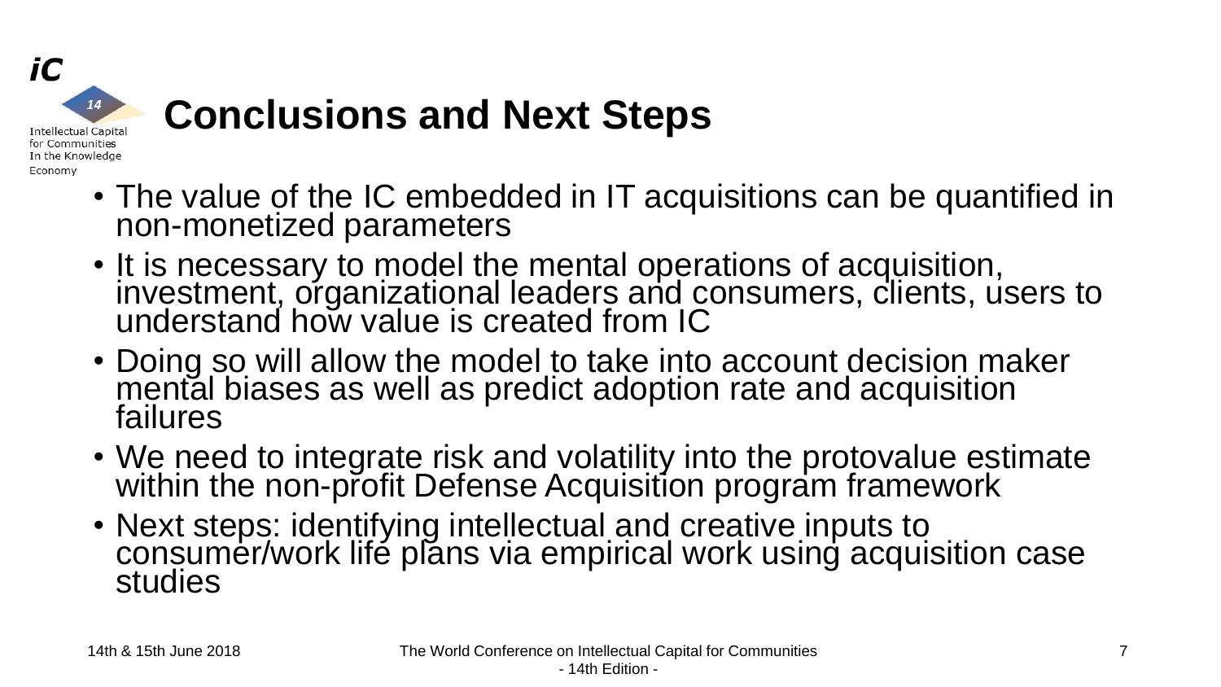# Conclusions and Next Steps

- The value of the IC embedded in IT acquisitions can be quantified in non-monetized parameters
- It is necessary to model the mental operations of acquisition, investment, organizational leaders and consumers, clients, users to understand how value is created from IC
- Doing so will allow the model to take into account decision maker mental biases as well as predict adoption rate and acquisition failures
- We need to integrate risk and volatility into the protovalue estimate within the non-profit Defense Acquisition program framework
- Next steps: identifying intellectual and creative inputs to consumer/work life plans via empirical work using acquisition case studies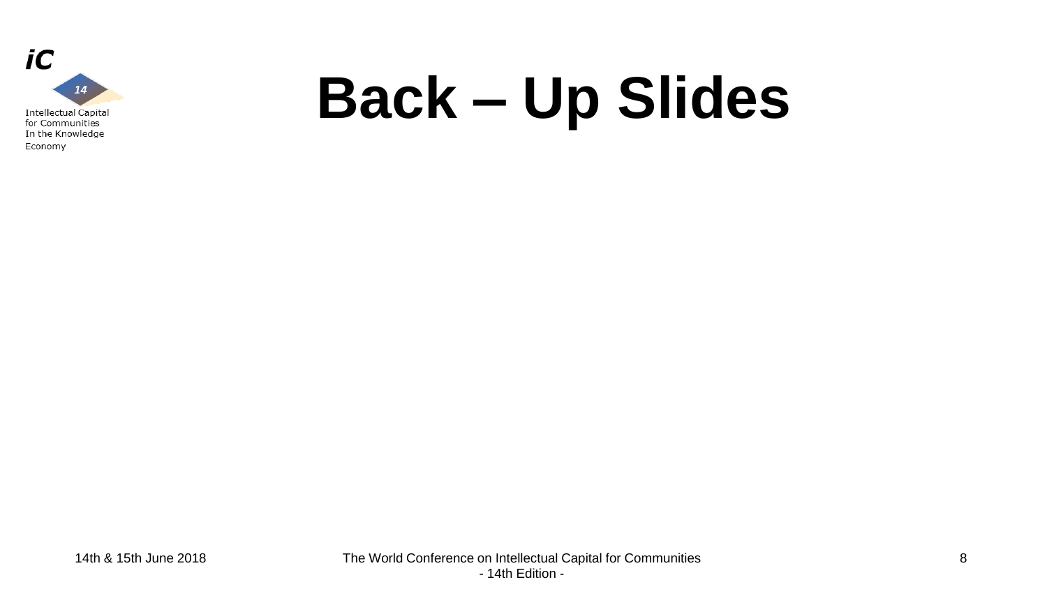# Back – Up Slides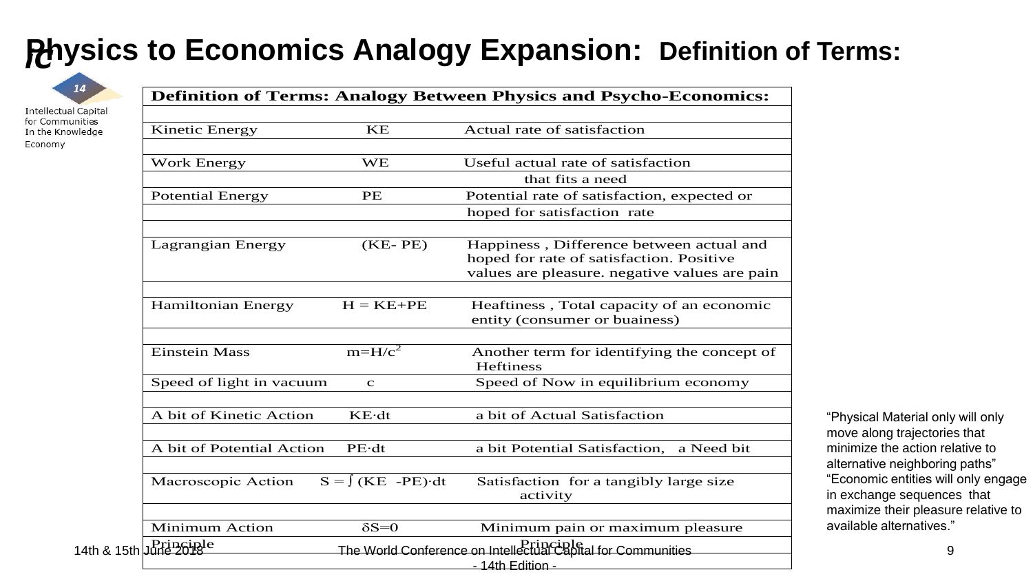# Physics to Economics Analogy Expansion: Definition of Terms:

| Definition of Terms: Analogy Between Physics and Psycho-Economics: | | |
|---|---|---|
| Kinetic Energy | KE | Actual rate of satisfaction |
| Work Energy | WE | Useful actual rate of satisfaction that fits a need |
| Potential Energy | PE | Potential rate of satisfaction, expected or hoped for satisfaction rate |
| Lagrangian Energy | (KE- PE) | Happiness , Difference between actual and hoped for rate of satisfaction. Positive values are pleasure. negative values are pain |
| Hamiltonian Energy | $H = KE+PE$ | Heaftiness , Total capacity of an economic entity (consumer or buainess) |
| Einstein Mass | $m=H/c^2$ | Another term for identifying the concept of Heftiness |
| Speed of light in vacuum | c | Speed of Now in equilibrium economy |
| A bit of Kinetic Action | $KE \cdot dt$ | a bit of Actual Satisfaction |
| A bit of Potential Action | $PE \cdot dt$ | a bit Potential Satisfaction, a Need bit |
| Macroscopic Action | $S = \int (KE - PE) \cdot dt$ | Satisfaction for a tangibly large size activity |
| Minimum Action Principle | $\delta S=0$ | Minimum pain or maximum pleasure Principle |

"Physical Material only will only move along trajectories that minimize the action relative to alternative neighboring paths"
"Economic entities will only engage in exchange sequences that maximize their pleasure relative to available alternatives."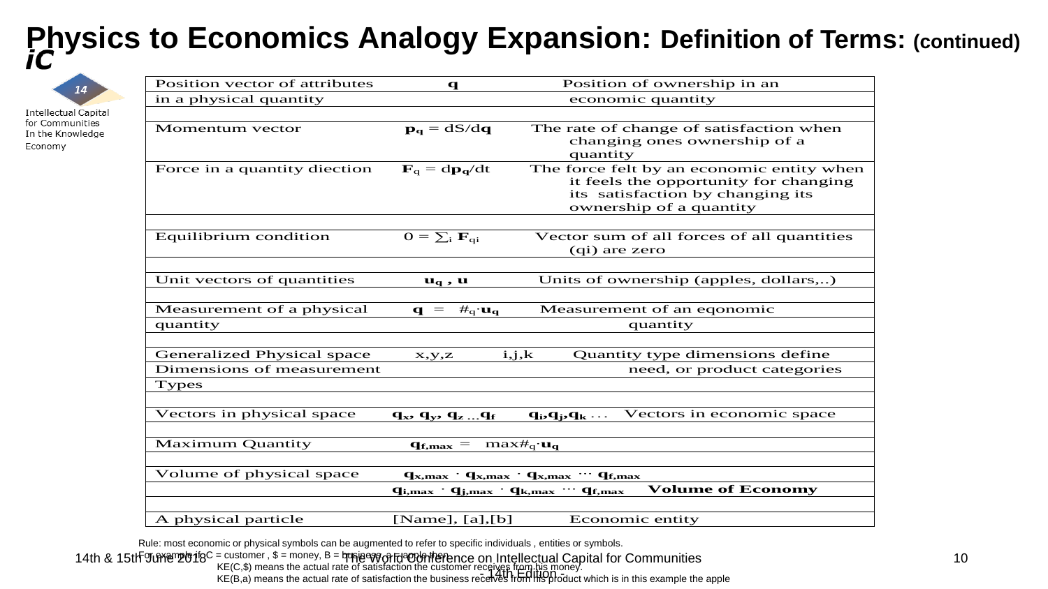# Physics to Economics Analogy Expansion: Definition of Terms: (continued)

| | | |
|---|---|---|
| Position vector of attributes in a physical quantity | $\mathbf{q}$ | Position of ownership in an economic quantity |
| Momentum vector | $\mathbf{p_q} = dS/d\mathbf{q}$ | The rate of change of satisfaction when changing ones ownership of a quantity |
| Force in a quantity diection | $\mathbf{F}_q = d\mathbf{p_q}/dt$ | The force felt by an economic entity when it feels the opportunity for changing its satisfaction by changing its ownership of a quantity |
| Equilibrium condition | $0 = \sum_i \mathbf{F}_{qi}$ | Vector sum of all forces of all quantities (qi) are zero |
| Unit vectors of quantities | $\mathbf{u_q}$ , $\mathbf{u}$ | Units of ownership (apples, dollars,..) |
| Measurement of a physical quantity | $\mathbf{q} = \#_q \cdot \mathbf{u_q}$ | Measurement of an eqonomic quantity |
| Generalized Physical space Dimensions of measurement Types | x,y,z i,j,k | Quantity type dimensions define need, or product categories |
| Vectors in physical space | $\mathbf{q_x}, \mathbf{q_y}, \mathbf{q_z} \ldots \mathbf{q_f}$ $\mathbf{q_i}, \mathbf{q_j}, \mathbf{q_k} \ldots$ | Vectors in economic space |
| Maximum Quantity | $\mathbf{q_{f,max}} = \max\#_q \cdot \mathbf{u_q}$ | |
| Volume of physical space | $\mathbf{q_{x,max}} \cdot \mathbf{q_{x,max}} \cdot \mathbf{q_{x,max}} \cdots \mathbf{q_{f,max}}$ | |
| | $\mathbf{q_{i,max}} \cdot \mathbf{q_{j,max}} \cdot \mathbf{q_{k,max}} \cdots \mathbf{q_{f,max}}$ | **Volume of Economy** |
| A physical particle | [Name], [a],[b] | Economic entity |

Rule: most economic or physical symbols can be augmented to refer to specific individuals , entities or symbols.

For example if C = customer , $ = money, B = business, a = apple then

KE(C,$) means the actual rate of satisfaction the customer receives from his money.

KE(B,a) means the actual rate of satisfaction the business receives from his product which is in this example the apple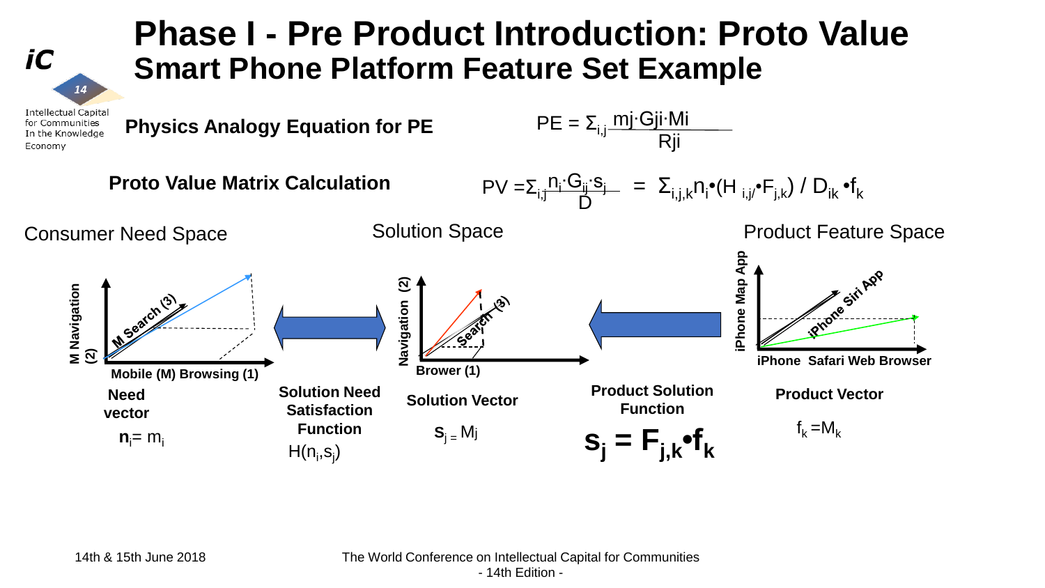# Phase I - Pre Product Introduction: Proto Value

## Smart Phone Platform Feature Set Example

**Physics Analogy Equation for PE**

$$PE = \Sigma_{i,j} \frac{mj \cdot Gji \cdot Mi}{Rji}$$

**Proto Value Matrix Calculation**

$$PV = \Sigma_{i,j} \frac{n_i \cdot G_{ij} \cdot s_j}{D} = \Sigma_{i,j,k} n_i \bullet (H_{i,j/} \bullet F_{j,k}) / D_{ik} \bullet f_k$$

Consumer Need Space

Solution Space

Product Feature Space

M Navigation (2)

M Search (3)

Mobile (M) Browsing (1)

Navigation (2)

Search (3)

Brower (1)

iPhone Map App

iPhone Siri App

iPhone Safari Web Browser

**Need vector**

$\mathbf{n}_i = m_i$

**Solution Need Satisfaction Function**

$H(n_i, s_j)$

**Solution Vector**

$\mathbf{s}_j = M_j$

**Product Solution Function**

$$\mathbf{s_j = F_{j,k} \bullet f_k}$$

**Product Vector**

$f_k = M_k$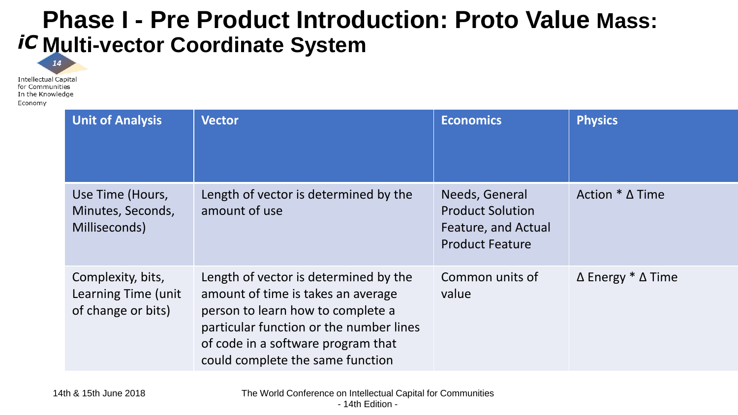# Phase I - Pre Product Introduction: Proto Value Mass: Multi-vector Coordinate System

| Unit of Analysis | Vector | Economics | Physics |
|---|---|---|---|
| Use Time (Hours, Minutes, Seconds, Milliseconds) | Length of vector is determined by the amount of use | Needs, General Product Solution Feature, and Actual Product Feature | Action * $\Delta$ Time |
| Complexity, bits, Learning Time (unit of change or bits) | Length of vector is determined by the amount of time is takes an average person to learn how to complete a particular function or the number lines of code in a software program that could complete the same function | Common units of value | $\Delta$ Energy * $\Delta$ Time |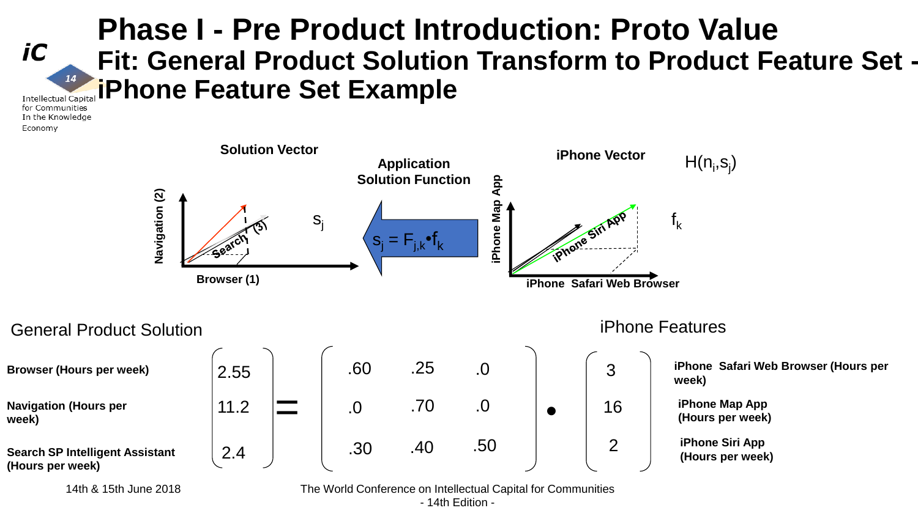# Phase I - Pre Product Introduction: Proto Value Fit: General Product Solution Transform to Product Feature Set - iPhone Feature Set Example

**Solution Vector**

**Application Solution Function**

**iPhone Vector**

$H(n_i, s_j)$

$s_j$

$s_j = F_{j,k} \bullet f_k$

$f_k$

**Navigation (2)**

**Browser (1)**

Search (3)

**iPhone Map App**

**iPhone Safari Web Browser**

iPhone Siri App

General Product Solution

iPhone Features

$$
\begin{pmatrix} 2.55 \\ 11.2 \\ 2.4 \end{pmatrix} = \begin{pmatrix} .60 & .25 & .0 \\ .0 & .70 & .0 \\ .30 & .40 & .50 \end{pmatrix} \bullet \begin{pmatrix} 3 \\ 16 \\ 2 \end{pmatrix}
$$

| General Product Solution | Value | | iPhone Features | Value |
|---|---|---|---|---|
| **Browser (Hours per week)** | 2.55 | | **iPhone Safari Web Browser (Hours per week)** | 3 |
| **Navigation (Hours per week)** | 11.2 | | **iPhone Map App (Hours per week)** | 16 |
| **Search SP Intelligent Assistant (Hours per week)** | 2.4 | | **iPhone Siri App (Hours per week)** | 2 |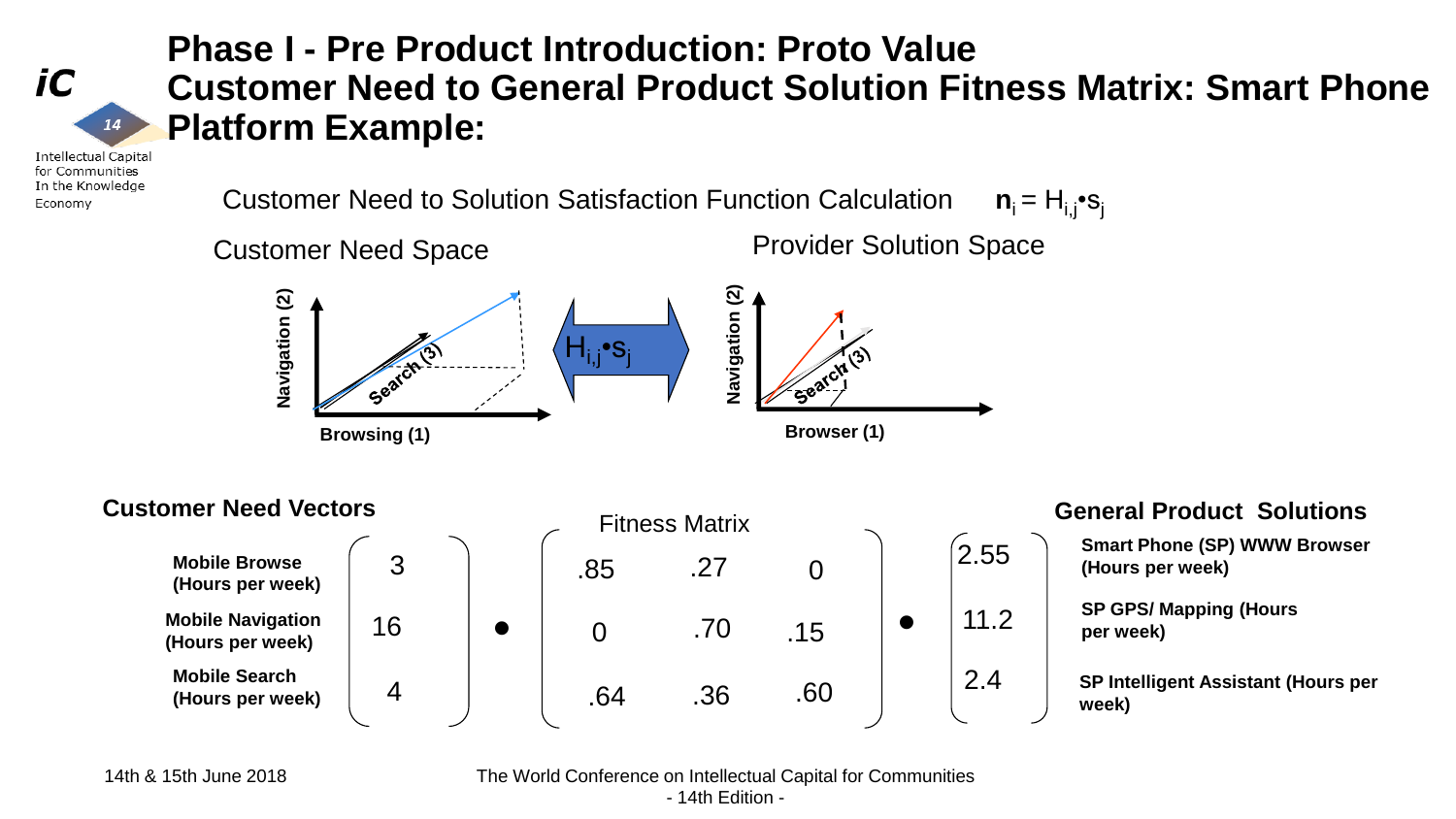# Phase I - Pre Product Introduction: Proto Value Customer Need to General Product Solution Fitness Matrix: Smart Phone Platform Example:

Customer Need to Solution Satisfaction Function Calculation $\mathbf{n}_i = H_{i,j} \bullet s_j$

Customer Need Space

Provider Solution Space

Navigation (2)

Search (3)

Browsing (1)

$H_{i,j} \bullet s_j$

Navigation (2)

Search (3)

Browser (1)

**Customer Need Vectors**

Fitness Matrix

**General Product Solutions**

$$
\begin{pmatrix} 3 \\ 16 \\ 4 \end{pmatrix} \bullet \begin{pmatrix} .85 & .27 & 0 \\ 0 & .70 & .15 \\ .64 & .36 & .60 \end{pmatrix} \bullet \begin{pmatrix} 2.55 \\ 11.2 \\ 2.4 \end{pmatrix}
$$

| Customer Need Vectors | Value | General Product Solutions | Value |
| --- | --- | --- | --- |
| **Mobile Browse (Hours per week)** | 3 | **Smart Phone (SP) WWW Browser (Hours per week)** | 2.55 |
| **Mobile Navigation (Hours per week)** | 16 | **SP GPS/ Mapping (Hours per week)** | 11.2 |
| **Mobile Search (Hours per week)** | 4 | **SP Intelligent Assistant (Hours per week)** | 2.4 |

14th & 15th June 2018

The World Conference on Intellectual Capital for Communities - 14th Edition -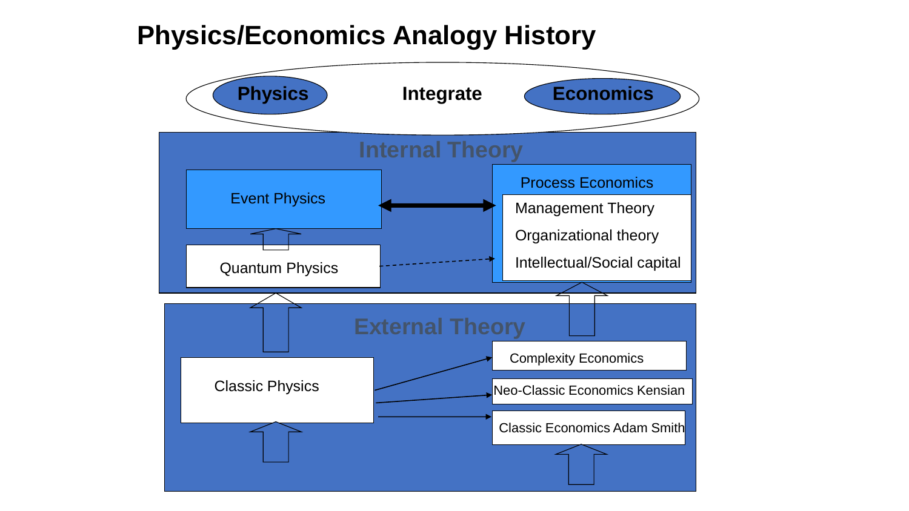# Physics/Economics Analogy History

Physics | Integrate | Economics

## Internal Theory

- Event Physics ↔ Process Economics
  - Management Theory
  - Organizational theory
  - Intellectual/Social capital
- Quantum Physics

## External Theory

- Classic Physics
- Complexity Economics
- Neo-Classic Economics Kensian
- Classic Economics Adam Smith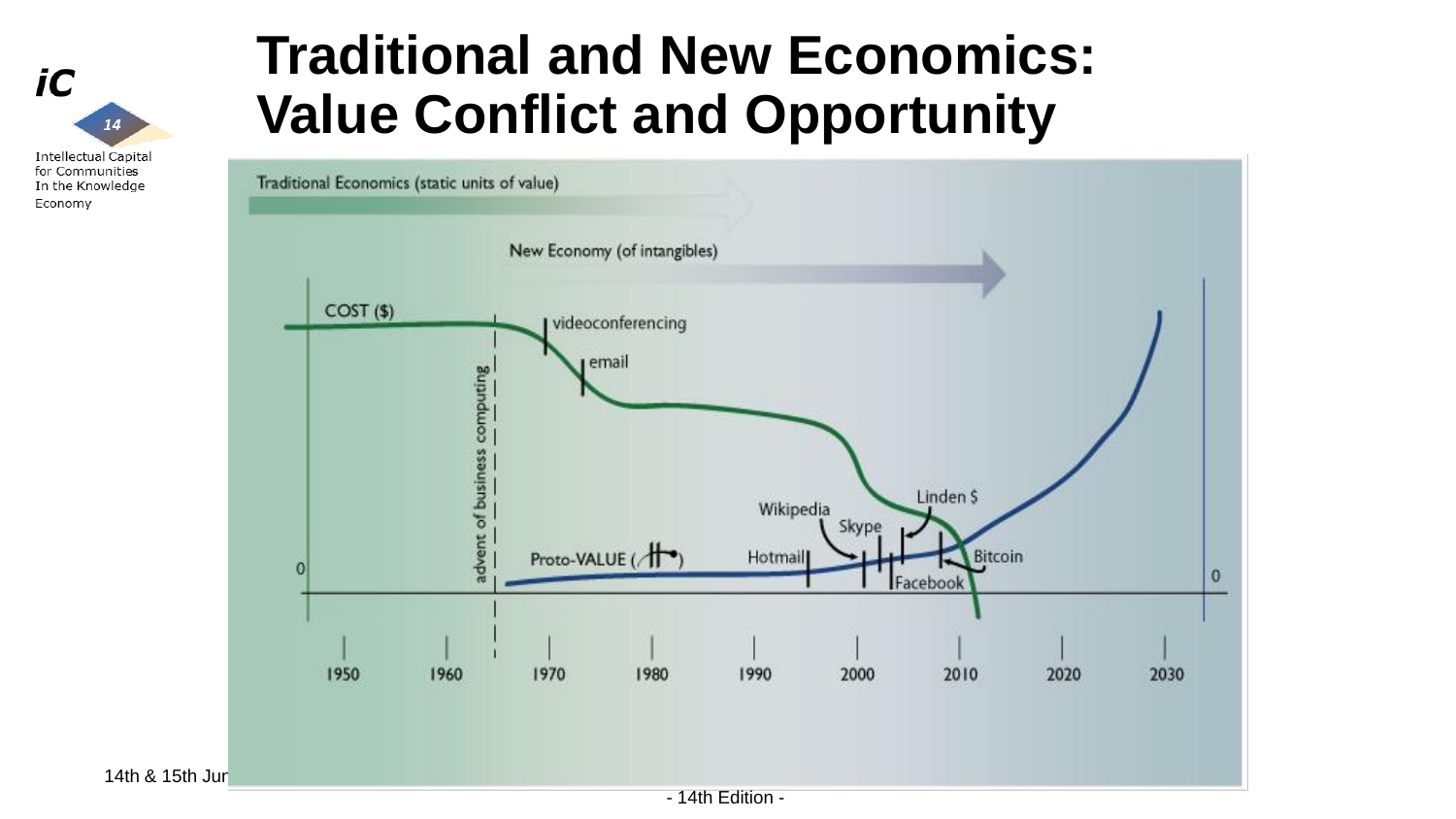# Traditional and New Economics: Value Conflict and Opportunity

Traditional Economics (static units of value)

New Economy (of intangibles)

COST ($)

videoconferencing

email

advent of business computing

Proto-VALUE

Hotmail

Wikipedia

Skype

Linden $

Facebook

Bitcoin

0

0

1950 1960 1970 1980 1990 2000 2010 2020 2030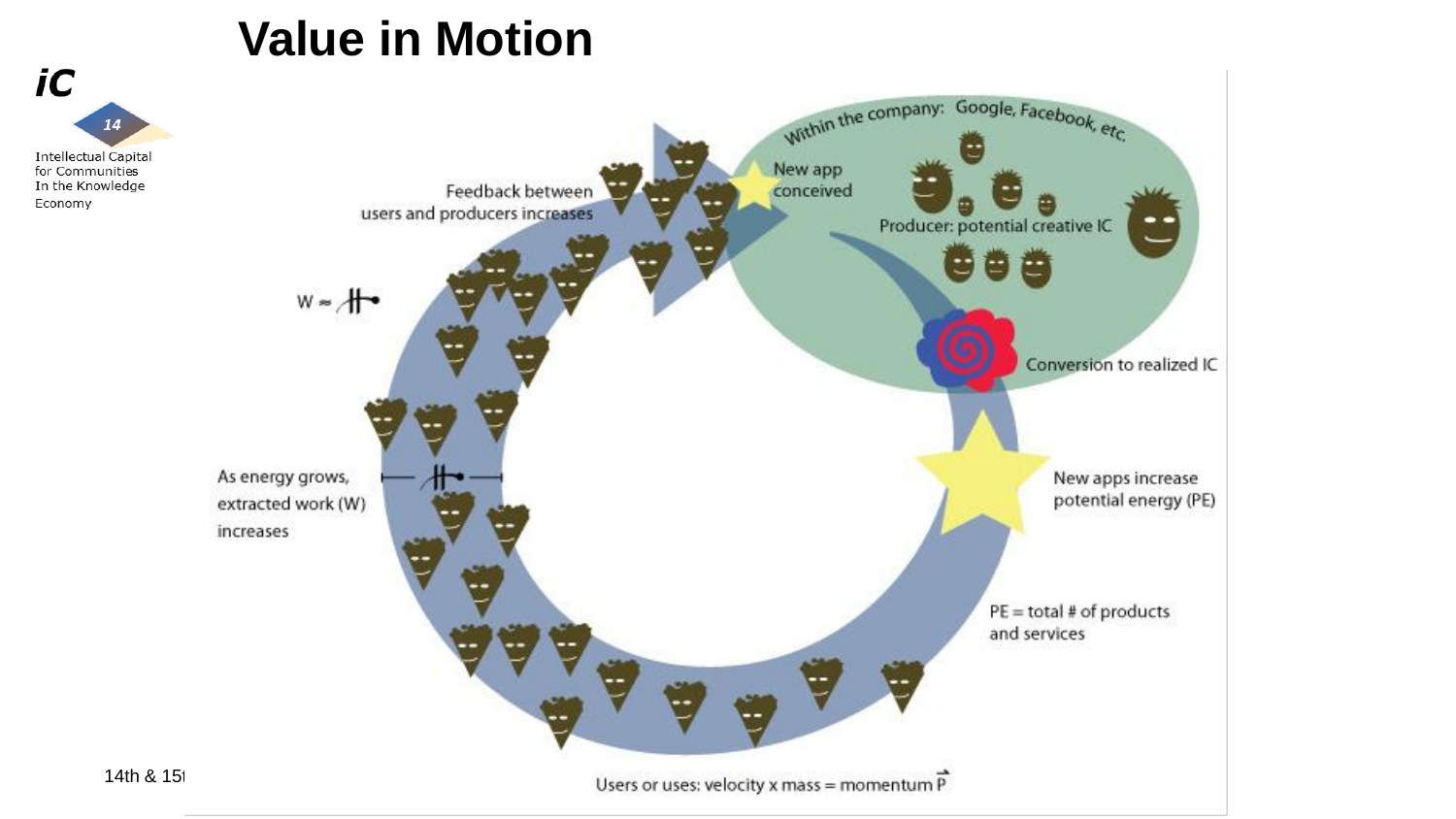# Value in Motion

Within the company: Google, Facebook, etc.

New app conceived

Producer: potential creative IC

Feedback between users and producers increases

$W \approx$

Conversion to realized IC

As energy grows, extracted work (W) increases

New apps increase potential energy (PE)

PE = total # of products and services

Users or uses: velocity x mass = momentum $\vec{P}$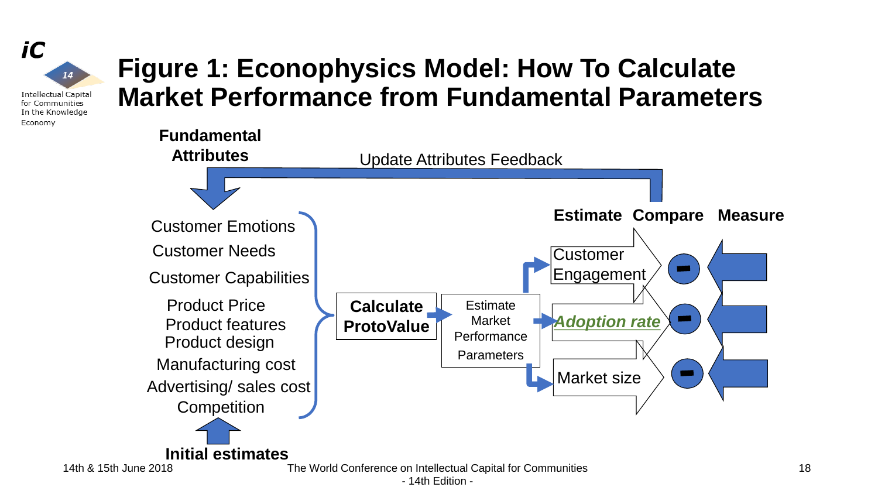# Figure 1: Econophysics Model: How To Calculate Market Performance from Fundamental Parameters

**Fundamental Attributes**

Update Attributes Feedback

- Customer Emotions
- Customer Needs
- Customer Capabilities
- Product Price
- Product features
- Product design
- Manufacturing cost
- Advertising/ sales cost
- Competition

**Initial estimates**

**Calculate ProtoValue**

Estimate Market Performance Parameters

**Estimate** **Compare** **Measure**

- Customer Engagement
- *Adoption rate*
- Market size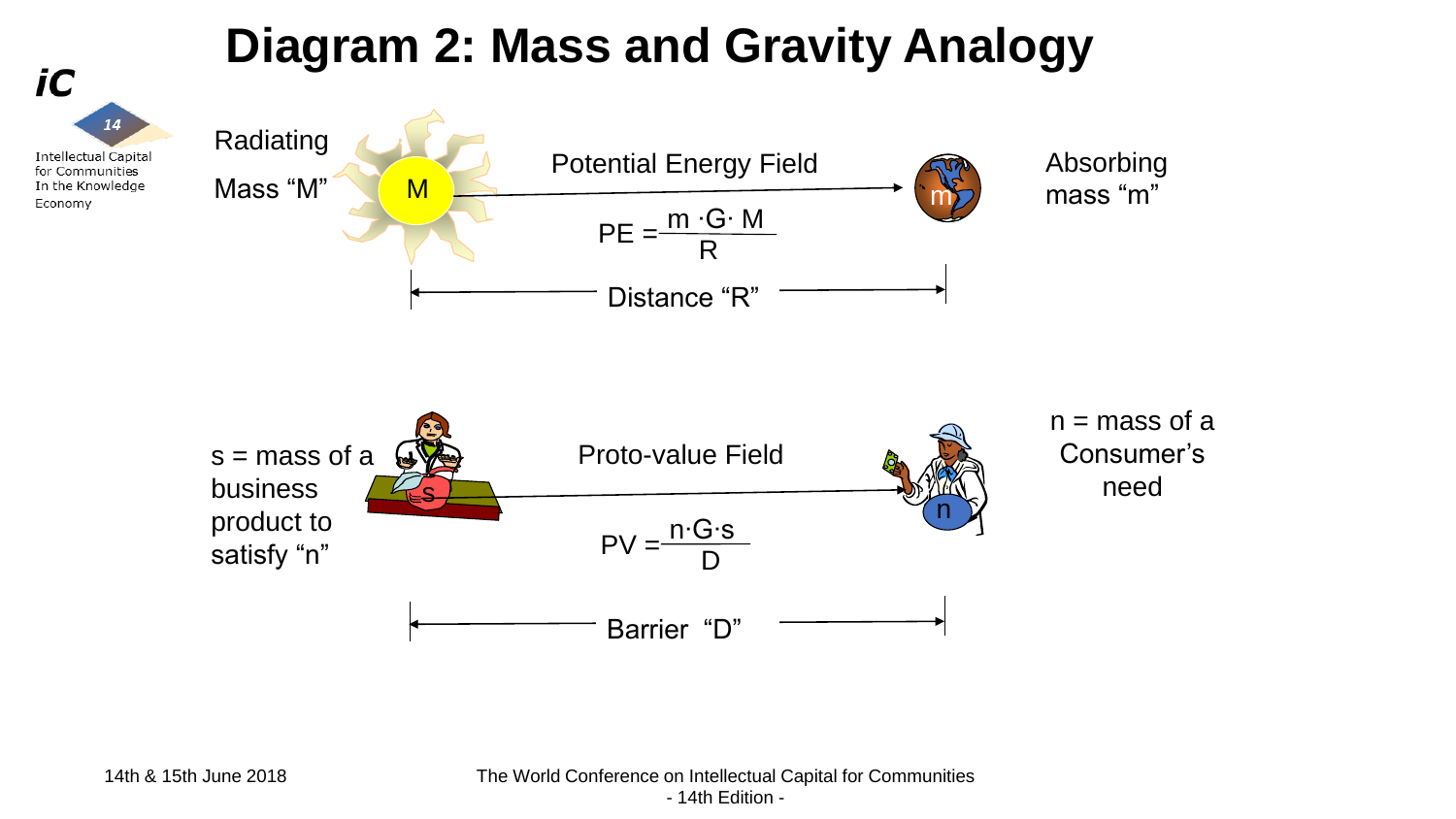# Diagram 2: Mass and Gravity Analogy

Radiating Mass "M"

Potential Energy Field

$$PE = \frac{m \cdot G \cdot M}{R}$$

Absorbing mass "m"

Distance "R"

s = mass of a business product to satisfy "n"

Proto-value Field

$$PV = \frac{n \cdot G \cdot s}{D}$$

n = mass of a Consumer's need

Barrier "D"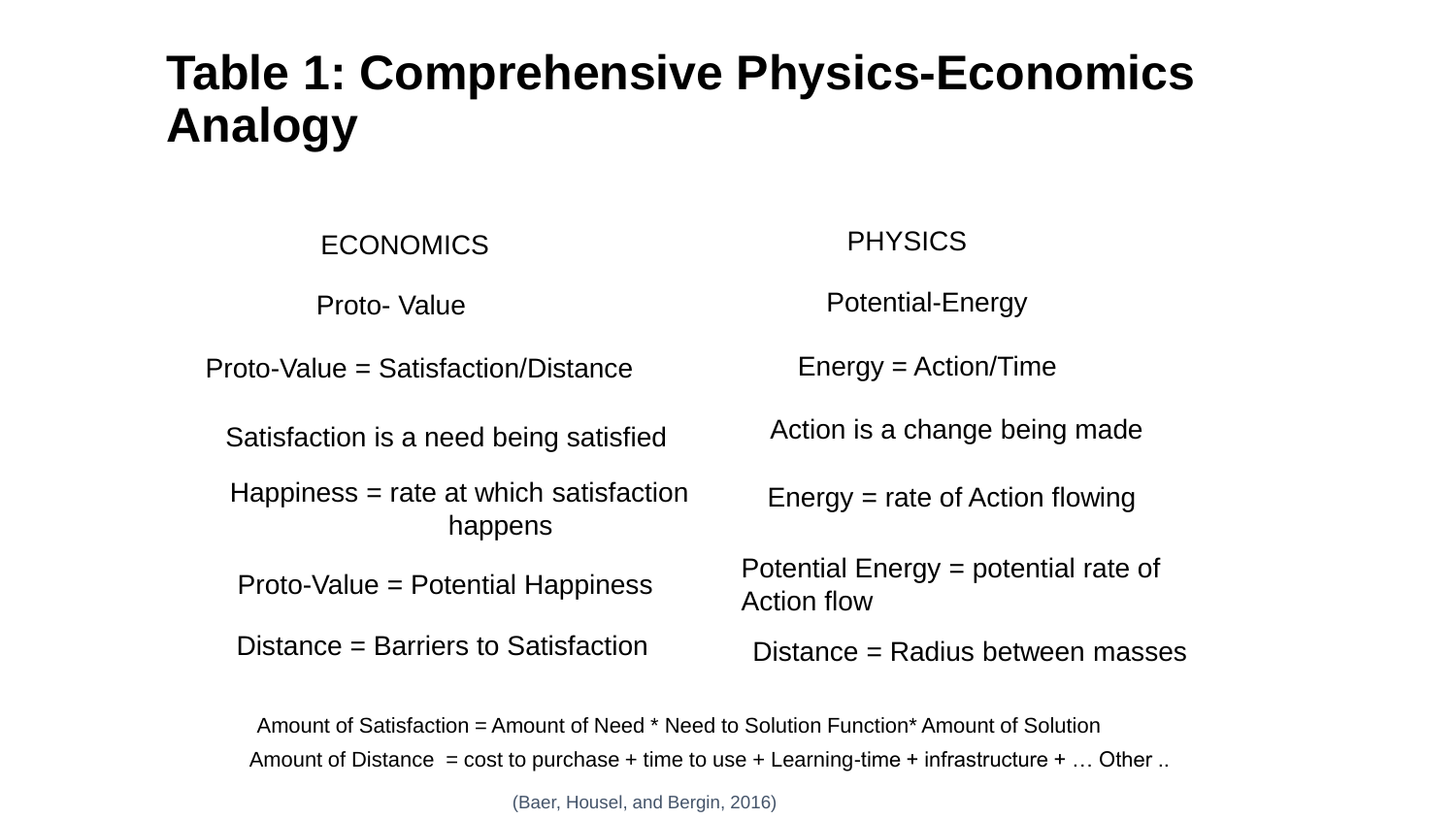# Table 1: Comprehensive Physics-Economics Analogy

| ECONOMICS | PHYSICS |
|---|---|
| Proto- Value | Potential-Energy |
| Proto-Value = Satisfaction/Distance | Energy = Action/Time |
| Satisfaction is a need being satisfied | Action is a change being made |
| Happiness = rate at which satisfaction happens | Energy = rate of Action flowing |
| Proto-Value = Potential Happiness | Potential Energy = potential rate of Action flow |
| Distance = Barriers to Satisfaction | Distance = Radius between masses |

Amount of Satisfaction = Amount of Need * Need to Solution Function* Amount of Solution

Amount of Distance = cost to purchase + time to use + Learning-time + infrastructure + … Other ..

(Baer, Housel, and Bergin, 2016)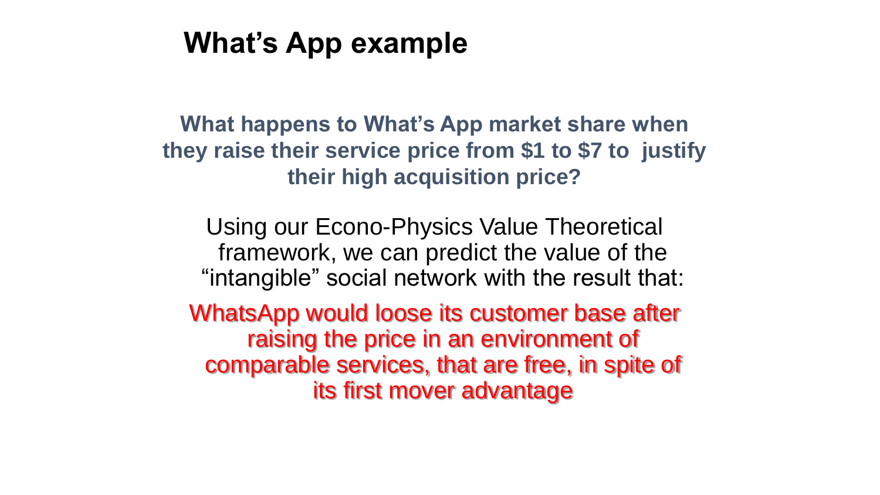# What's App example

**What happens to What's App market share when they raise their service price from \$1 to \$7 to justify their high acquisition price?**

Using our Econo-Physics Value Theoretical framework, we can predict the value of the "intangible" social network with the result that:

WhatsApp would loose its customer base after raising the price in an environment of comparable services, that are free, in spite of its first mover advantage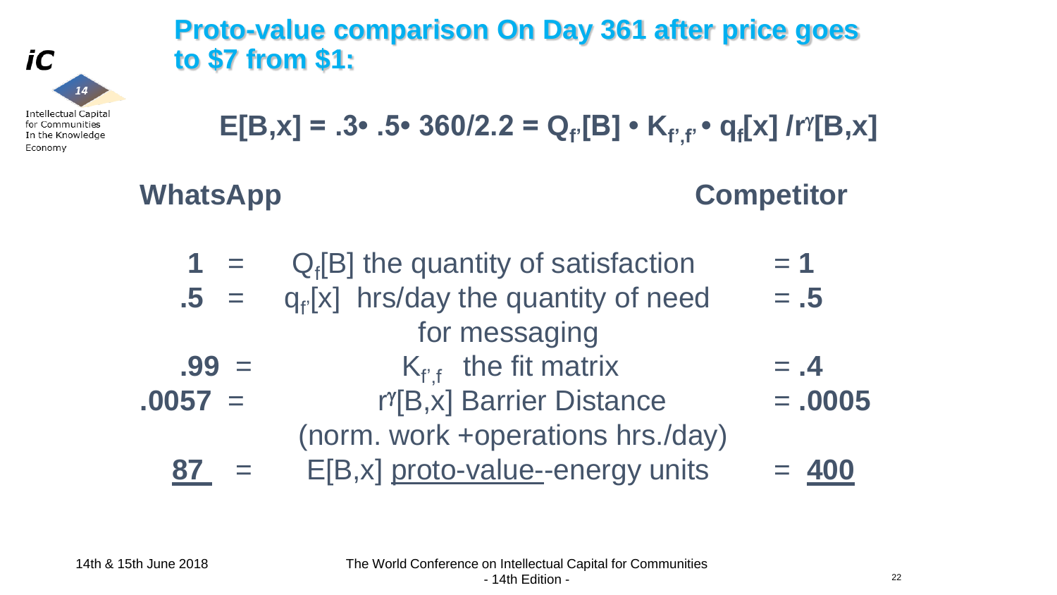# Proto-value comparison On Day 361 after price goes to $7 from $1:

$$E[B,x] = .3 \cdot .5 \cdot 360/2.2 = Q_{f'}[B] \cdot K_{f',f'} \cdot q_f[x] / r^{\gamma}[B,x]$$

| WhatsApp | | | Competitor |
|---|---|---|---|
| **1** | = | $Q_f[B]$ the quantity of satisfaction | = **1** |
| **.5** | = | $q_{f'}[x]$ hrs/day the quantity of need for messaging | = **.5** |
| **.99** | = | $K_{f',f}$ the fit matrix | = **.4** |
| **.0057** | = | $r^{\gamma}[B,x]$ Barrier Distance (norm. work +operations hrs./day) | = **.0005** |
| **87** | = | E[B,x] proto-value--energy units | = **400** |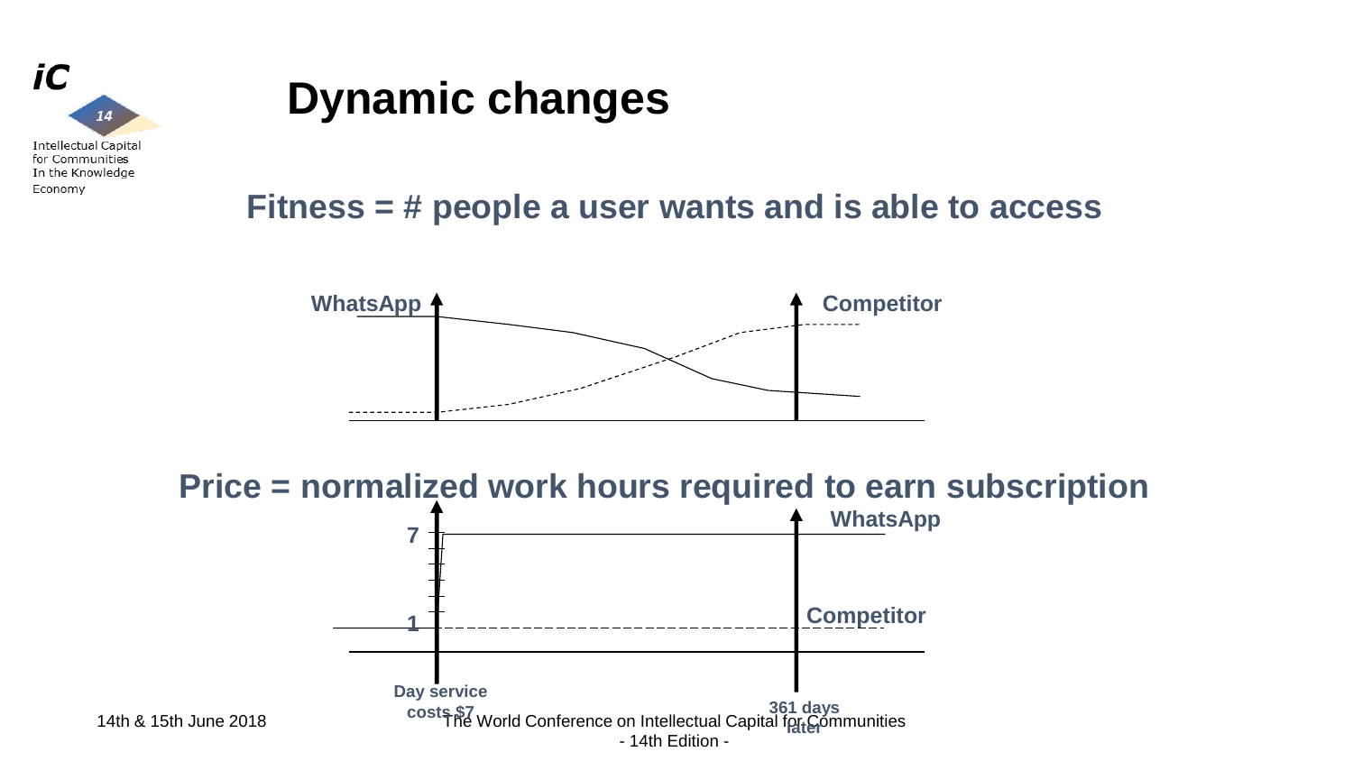# Dynamic changes

**Fitness = # people a user wants and is able to access**

WhatsApp

Competitor

**Price = normalized work hours required to earn subscription**

WhatsApp

7

Competitor

1

Day service costs $7

361 days later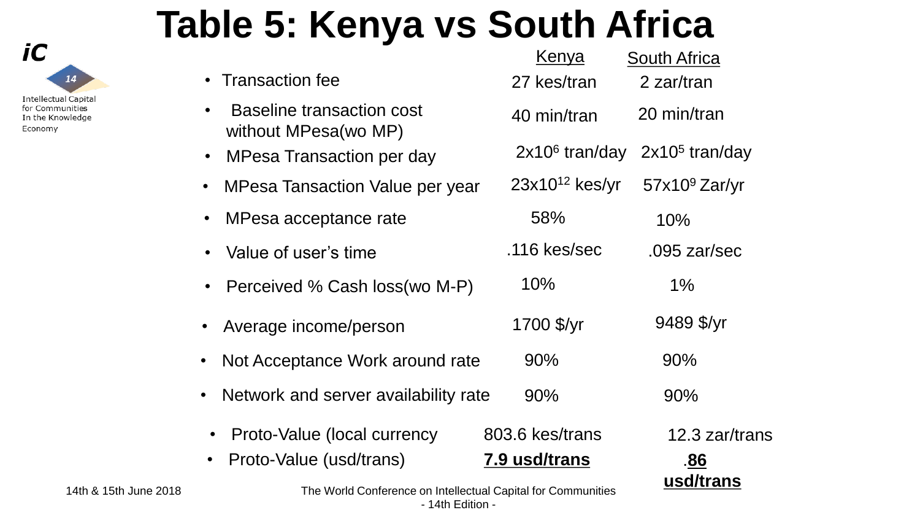# Table 5: Kenya vs South Africa

| | Kenya | South Africa |
|---|---|---|
| Transaction fee | 27 kes/tran | 2 zar/tran |
| Baseline transaction cost without MPesa(wo MP) | 40 min/tran | 20 min/tran |
| MPesa Transaction per day | $2x10^6$ tran/day | $2x10^5$ tran/day |
| MPesa Tansaction Value per year | $23x10^{12}$ kes/yr | $57x10^9$ Zar/yr |
| MPesa acceptance rate | 58% | 10% |
| Value of user's time | .116 kes/sec | .095 zar/sec |
| Perceived % Cash loss(wo M-P) | 10% | 1% |
| Average income/person | 1700 $/yr | 9489 $/yr |
| Not Acceptance Work around rate | 90% | 90% |
| Network and server availability rate | 90% | 90% |
| Proto-Value (local currency | 803.6 kes/trans | 12.3 zar/trans |
| Proto-Value (usd/trans) | **7.9 usd/trans** | .**86 usd/trans** |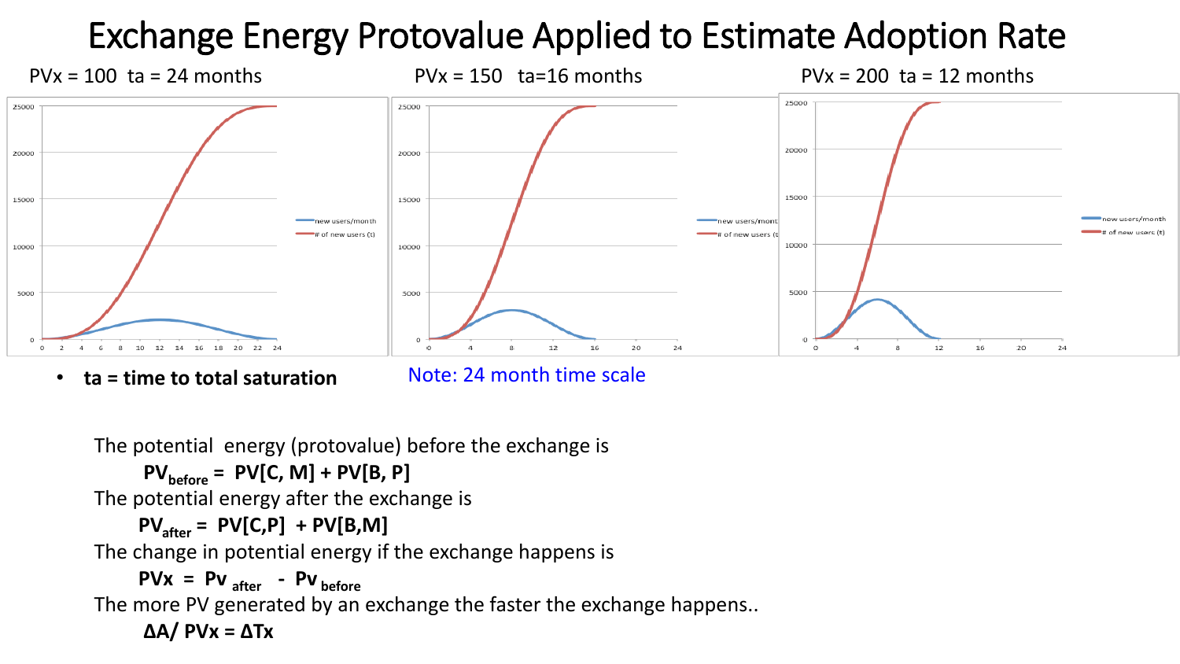# Exchange Energy Protovalue Applied to Estimate Adoption Rate

PVx = 100 ta = 24 months

25000
20000
15000
10000
5000
0
0 2 4 6 8 10 12 14 16 18 20 22 24

new users/month
# of new users (t)

PVx = 150 ta=16 months

25000
20000
15000
10000
5000
0
0 4 8 12 16 20 24

new users/mont
# of new users (t

PVx = 200 ta = 12 months

25000
20000
15000
10000
5000
0
0 4 8 12 16 20 24

new users/month
# of new users (t)

- **ta = time to total saturation**

Note: 24 month time scale

The potential energy (protovalue) before the exchange is

$$PV_{before} = PV[C, M] + PV[B, P]$$

The potential energy after the exchange is

$$PV_{after} = PV[C,P] + PV[B,M]$$

The change in potential energy if the exchange happens is

$$PVx = Pv_{after} - Pv_{before}$$

The more PV generated by an exchange the faster the exchange happens..

$$\Delta A / PVx = \Delta Tx$$